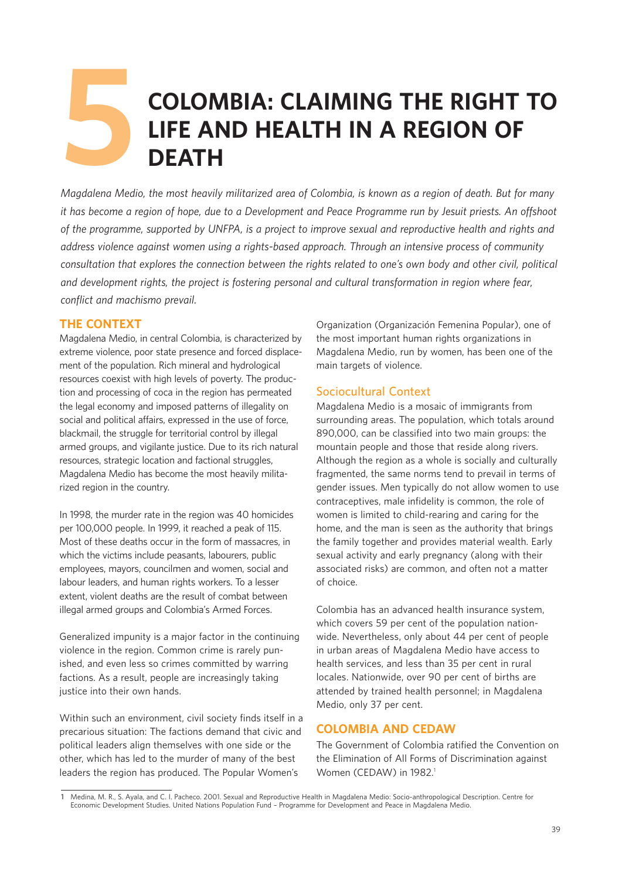# 5 COLOMBIA: CLAIMING THE RIGHT TO LIFE AND HEALTH IN A REGION OF DEATH

*Magdalena Medio, the most heavily militarized area of Colombia, is known as a region of death. But for many it has become a region of hope, due to a Development and Peace Programme run by Jesuit priests. An offshoot of the programme, supported by UNFPA, is a project to improve sexual and reproductive health and rights and address violence against women using a rights-based approach. Through an intensive process of community consultation that explores the connection between the rights related to one's own body and other civil, political and development rights, the project is fostering personal and cultural transformation in region where fear, conflict and machismo prevail.*

## THE CONTEXT

Magdalena Medio, in central Colombia, is characterized by extreme violence, poor state presence and forced displacement of the population. Rich mineral and hydrological resources coexist with high levels of poverty. The production and processing of coca in the region has permeated the legal economy and imposed patterns of illegality on social and political affairs, expressed in the use of force, blackmail, the struggle for territorial control by illegal armed groups, and vigilante justice. Due to its rich natural resources, strategic location and factional struggles, Magdalena Medio has become the most heavily militarized region in the country.

In 1998, the murder rate in the region was 40 homicides per 100,000 people. In 1999, it reached a peak of 115. Most of these deaths occur in the form of massacres, in which the victims include peasants, labourers, public employees, mayors, councilmen and women, social and labour leaders, and human rights workers. To a lesser extent, violent deaths are the result of combat between illegal armed groups and Colombia's Armed Forces.

Generalized impunity is a major factor in the continuing violence in the region. Common crime is rarely punished, and even less so crimes committed by warring factions. As a result, people are increasingly taking justice into their own hands.

Within such an environment, civil society finds itself in a precarious situation: The factions demand that civic and political leaders align themselves with one side or the other, which has led to the murder of many of the best leaders the region has produced. The Popular Women's Organization (Organización Femenina Popular), one of the most important human rights organizations in Magdalena Medio, run by women, has been one of the main targets of violence.

### Sociocultural Context

Magdalena Medio is a mosaic of immigrants from surrounding areas. The population, which totals around 890,000, can be classified into two main groups: the mountain people and those that reside along rivers. Although the region as a whole is socially and culturally fragmented, the same norms tend to prevail in terms of gender issues. Men typically do not allow women to use contraceptives, male infidelity is common, the role of women is limited to child-rearing and caring for the home, and the man is seen as the authority that brings the family together and provides material wealth. Early sexual activity and early pregnancy (along with their associated risks) are common, and often not a matter of choice.

Colombia has an advanced health insurance system, which covers 59 per cent of the population nationwide. Nevertheless, only about 44 per cent of people in urban areas of Magdalena Medio have access to health services, and less than 35 per cent in rural locales. Nationwide, over 90 per cent of births are attended by trained health personnel; in Magdalena Medio, only 37 per cent.

## COLOMBIA AND CEDAW

The Government of Colombia ratified the Convention on the Elimination of All Forms of Discrimination against Women (CEDAW) in 1982.[1]

---

1 Medina, M. R., S. Ayala, and C. I. Pacheco. 2001. Sexual and Reproductive Health in Magdalena Medio: Socio-anthropological Description. Centre for Economic Development Studies. United Nations Population Fund – Programme for Development and Peace in Magdalena Medio.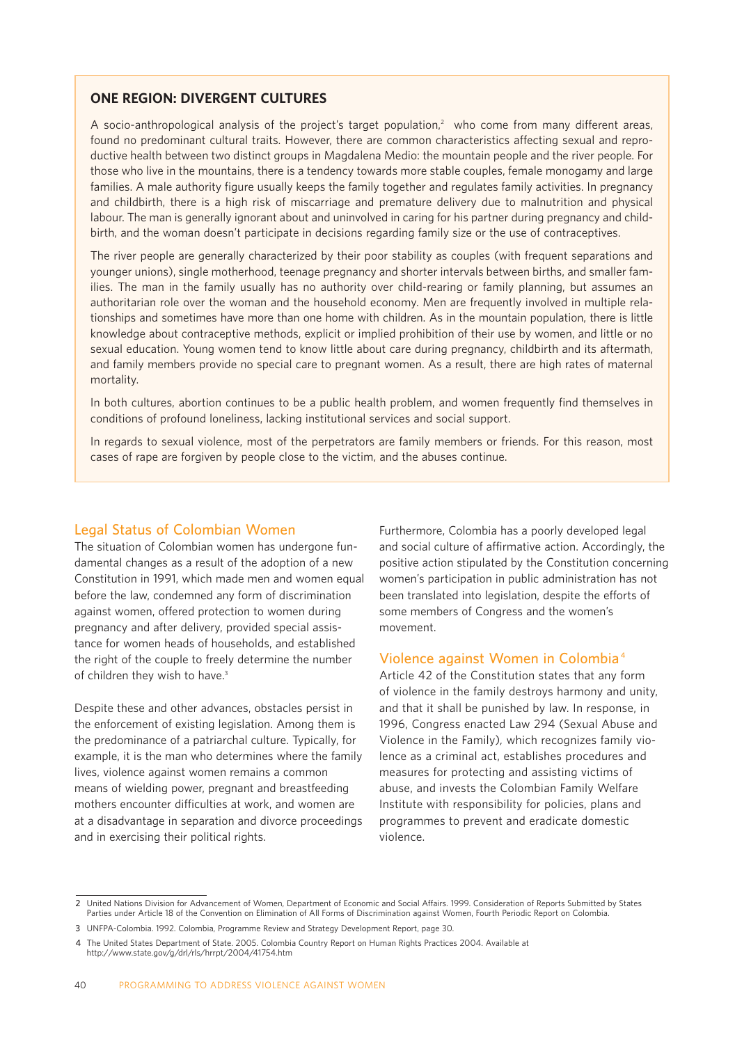## ONE REGION: DIVERGENT CULTURES

A socio-anthropological analysis of the project's target population,[2] who come from many different areas, found no predominant cultural traits. However, there are common characteristics affecting sexual and reproductive health between two distinct groups in Magdalena Medio: the mountain people and the river people. For those who live in the mountains, there is a tendency towards more stable couples, female monogamy and large families. A male authority figure usually keeps the family together and regulates family activities. In pregnancy and childbirth, there is a high risk of miscarriage and premature delivery due to malnutrition and physical labour. The man is generally ignorant about and uninvolved in caring for his partner during pregnancy and childbirth, and the woman doesn't participate in decisions regarding family size or the use of contraceptives.

The river people are generally characterized by their poor stability as couples (with frequent separations and younger unions), single motherhood, teenage pregnancy and shorter intervals between births, and smaller families. The man in the family usually has no authority over child-rearing or family planning, but assumes an authoritarian role over the woman and the household economy. Men are frequently involved in multiple relationships and sometimes have more than one home with children. As in the mountain population, there is little knowledge about contraceptive methods, explicit or implied prohibition of their use by women, and little or no sexual education. Young women tend to know little about care during pregnancy, childbirth and its aftermath, and family members provide no special care to pregnant women. As a result, there are high rates of maternal mortality.

In both cultures, abortion continues to be a public health problem, and women frequently find themselves in conditions of profound loneliness, lacking institutional services and social support.

In regards to sexual violence, most of the perpetrators are family members or friends. For this reason, most cases of rape are forgiven by people close to the victim, and the abuses continue.

### Legal Status of Colombian Women

The situation of Colombian women has undergone fundamental changes as a result of the adoption of a new Constitution in 1991, which made men and women equal before the law, condemned any form of discrimination against women, offered protection to women during pregnancy and after delivery, provided special assistance for women heads of households, and established the right of the couple to freely determine the number of children they wish to have.[3]

Despite these and other advances, obstacles persist in the enforcement of existing legislation. Among them is the predominance of a patriarchal culture. Typically, for example, it is the man who determines where the family lives, violence against women remains a common means of wielding power, pregnant and breastfeeding mothers encounter difficulties at work, and women are at a disadvantage in separation and divorce proceedings and in exercising their political rights.

Furthermore, Colombia has a poorly developed legal and social culture of affirmative action. Accordingly, the positive action stipulated by the Constitution concerning women's participation in public administration has not been translated into legislation, despite the efforts of some members of Congress and the women's movement.

### Violence against Women in Colombia[4]

Article 42 of the Constitution states that any form of violence in the family destroys harmony and unity, and that it shall be punished by law. In response, in 1996, Congress enacted Law 294 (Sexual Abuse and Violence in the Family), which recognizes family violence as a criminal act, establishes procedures and measures for protecting and assisting victims of abuse, and invests the Colombian Family Welfare Institute with responsibility for policies, plans and programmes to prevent and eradicate domestic violence.

---

2 United Nations Division for Advancement of Women, Department of Economic and Social Affairs. 1999. Consideration of Reports Submitted by States Parties under Article 18 of the Convention on Elimination of All Forms of Discrimination against Women, Fourth Periodic Report on Colombia.

3 UNFPA-Colombia. 1992. Colombia, Programme Review and Strategy Development Report, page 30.

4 The United States Department of State. 2005. Colombia Country Report on Human Rights Practices 2004. Available at http://www.state.gov/g/drl/rls/hrrpt/2004/41754.htm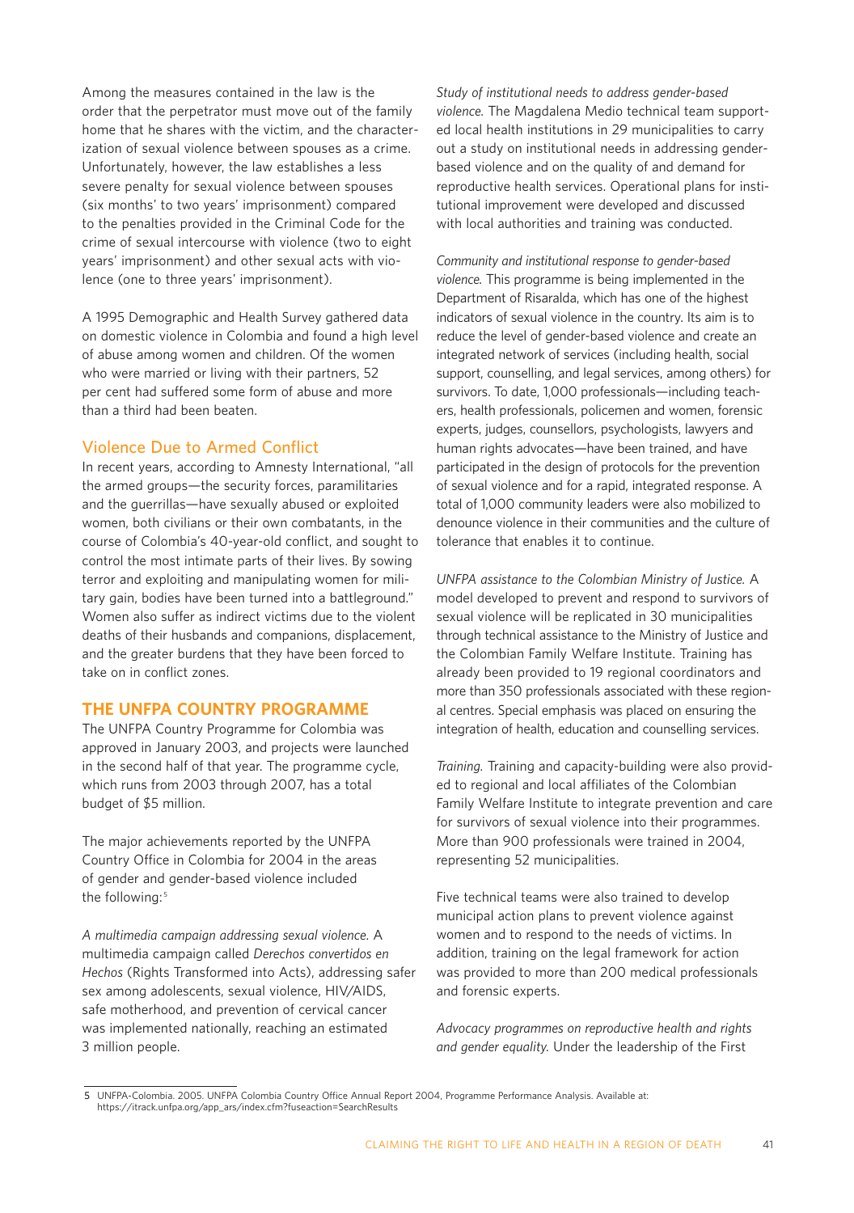Among the measures contained in the law is the order that the perpetrator must move out of the family home that he shares with the victim, and the characterization of sexual violence between spouses as a crime. Unfortunately, however, the law establishes a less severe penalty for sexual violence between spouses (six months' to two years' imprisonment) compared to the penalties provided in the Criminal Code for the crime of sexual intercourse with violence (two to eight years' imprisonment) and other sexual acts with violence (one to three years' imprisonment).

A 1995 Demographic and Health Survey gathered data on domestic violence in Colombia and found a high level of abuse among women and children. Of the women who were married or living with their partners, 52 per cent had suffered some form of abuse and more than a third had been beaten.

### Violence Due to Armed Conflict

In recent years, according to Amnesty International, "all the armed groups—the security forces, paramilitaries and the guerrillas—have sexually abused or exploited women, both civilians or their own combatants, in the course of Colombia's 40-year-old conflict, and sought to control the most intimate parts of their lives. By sowing terror and exploiting and manipulating women for military gain, bodies have been turned into a battleground." Women also suffer as indirect victims due to the violent deaths of their husbands and companions, displacement, and the greater burdens that they have been forced to take on in conflict zones.

## THE UNFPA COUNTRY PROGRAMME

The UNFPA Country Programme for Colombia was approved in January 2003, and projects were launched in the second half of that year. The programme cycle, which runs from 2003 through 2007, has a total budget of $5 million.

The major achievements reported by the UNFPA Country Office in Colombia for 2004 in the areas of gender and gender-based violence included the following:[5]

*A multimedia campaign addressing sexual violence.* A multimedia campaign called *Derechos convertidos en Hechos* (Rights Transformed into Acts), addressing safer sex among adolescents, sexual violence, HIV/AIDS, safe motherhood, and prevention of cervical cancer was implemented nationally, reaching an estimated 3 million people.

*Study of institutional needs to address gender-based violence.* The Magdalena Medio technical team supported local health institutions in 29 municipalities to carry out a study on institutional needs in addressing gender-based violence and on the quality of and demand for reproductive health services. Operational plans for institutional improvement were developed and discussed with local authorities and training was conducted.

*Community and institutional response to gender-based violence.* This programme is being implemented in the Department of Risaralda, which has one of the highest indicators of sexual violence in the country. Its aim is to reduce the level of gender-based violence and create an integrated network of services (including health, social support, counselling, and legal services, among others) for survivors. To date, 1,000 professionals—including teachers, health professionals, policemen and women, forensic experts, judges, counsellors, psychologists, lawyers and human rights advocates—have been trained, and have participated in the design of protocols for the prevention of sexual violence and for a rapid, integrated response. A total of 1,000 community leaders were also mobilized to denounce violence in their communities and the culture of tolerance that enables it to continue.

*UNFPA assistance to the Colombian Ministry of Justice.* A model developed to prevent and respond to survivors of sexual violence will be replicated in 30 municipalities through technical assistance to the Ministry of Justice and the Colombian Family Welfare Institute. Training has already been provided to 19 regional coordinators and more than 350 professionals associated with these regional centres. Special emphasis was placed on ensuring the integration of health, education and counselling services.

*Training.* Training and capacity-building were also provided to regional and local affiliates of the Colombian Family Welfare Institute to integrate prevention and care for survivors of sexual violence into their programmes. More than 900 professionals were trained in 2004, representing 52 municipalities.

Five technical teams were also trained to develop municipal action plans to prevent violence against women and to respond to the needs of victims. In addition, training on the legal framework for action was provided to more than 200 medical professionals and forensic experts.

*Advocacy programmes on reproductive health and rights and gender equality.* Under the leadership of the First

---

5 UNFPA-Colombia. 2005. UNFPA Colombia Country Office Annual Report 2004, Programme Performance Analysis. Available at: https://itrack.unfpa.org/app_ars/index.cfm?fuseaction=SearchResults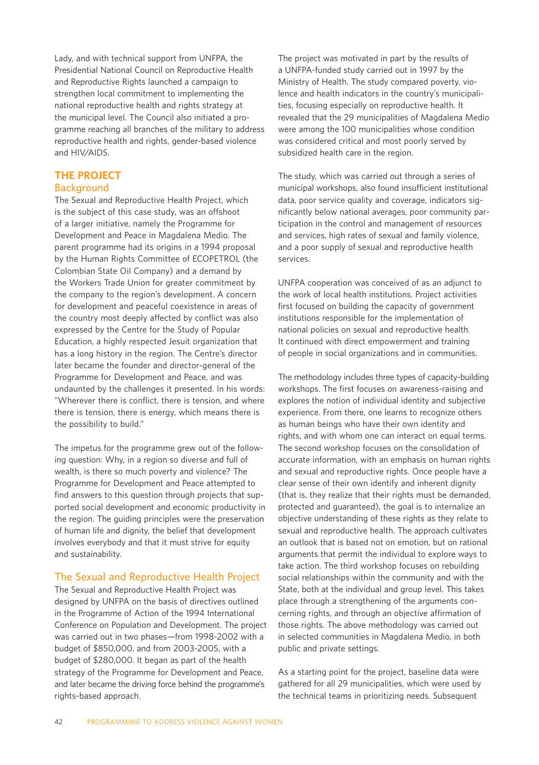Lady, and with technical support from UNFPA, the Presidential National Council on Reproductive Health and Reproductive Rights launched a campaign to strengthen local commitment to implementing the national reproductive health and rights strategy at the municipal level. The Council also initiated a programme reaching all branches of the military to address reproductive health and rights, gender-based violence and HIV/AIDS.

## THE PROJECT

### Background

The Sexual and Reproductive Health Project, which is the subject of this case study, was an offshoot of a larger initiative, namely the Programme for Development and Peace in Magdalena Medio. The parent programme had its origins in a 1994 proposal by the Human Rights Committee of ECOPETROL (the Colombian State Oil Company) and a demand by the Workers Trade Union for greater commitment by the company to the region's development. A concern for development and peaceful coexistence in areas of the country most deeply affected by conflict was also expressed by the Centre for the Study of Popular Education, a highly respected Jesuit organization that has a long history in the region. The Centre's director later became the founder and director-general of the Programme for Development and Peace, and was undaunted by the challenges it presented. In his words: "Wherever there is conflict, there is tension, and where there is tension, there is energy, which means there is the possibility to build."

The impetus for the programme grew out of the following question: Why, in a region so diverse and full of wealth, is there so much poverty and violence? The Programme for Development and Peace attempted to find answers to this question through projects that supported social development and economic productivity in the region. The guiding principles were the preservation of human life and dignity, the belief that development involves everybody and that it must strive for equity and sustainability.

### The Sexual and Reproductive Health Project

The Sexual and Reproductive Health Project was designed by UNFPA on the basis of directives outlined in the Programme of Action of the 1994 International Conference on Population and Development. The project was carried out in two phases—from 1998-2002 with a budget of $850,000, and from 2003-2005, with a budget of $280,000. It began as part of the health strategy of the Programme for Development and Peace, and later became the driving force behind the programme's rights-based approach.

The project was motivated in part by the results of a UNFPA-funded study carried out in 1997 by the Ministry of Health. The study compared poverty, violence and health indicators in the country's municipalities, focusing especially on reproductive health. It revealed that the 29 municipalities of Magdalena Medio were among the 100 municipalities whose condition was considered critical and most poorly served by subsidized health care in the region.

The study, which was carried out through a series of municipal workshops, also found insufficient institutional data, poor service quality and coverage, indicators significantly below national averages, poor community participation in the control and management of resources and services, high rates of sexual and family violence, and a poor supply of sexual and reproductive health services.

UNFPA cooperation was conceived of as an adjunct to the work of local health institutions. Project activities first focused on building the capacity of government institutions responsible for the implementation of national policies on sexual and reproductive health. It continued with direct empowerment and training of people in social organizations and in communities.

The methodology includes three types of capacity-building workshops. The first focuses on awareness-raising and explores the notion of individual identity and subjective experience. From there, one learns to recognize others as human beings who have their own identity and rights, and with whom one can interact on equal terms. The second workshop focuses on the consolidation of accurate information, with an emphasis on human rights and sexual and reproductive rights. Once people have a clear sense of their own identify and inherent dignity (that is, they realize that their rights must be demanded, protected and guaranteed), the goal is to internalize an objective understanding of these rights as they relate to sexual and reproductive health. The approach cultivates an outlook that is based not on emotion, but on rational arguments that permit the individual to explore ways to take action. The third workshop focuses on rebuilding social relationships within the community and with the State, both at the individual and group level. This takes place through a strengthening of the arguments concerning rights, and through an objective affirmation of those rights. The above methodology was carried out in selected communities in Magdalena Medio, in both public and private settings.

As a starting point for the project, baseline data were gathered for all 29 municipalities, which were used by the technical teams in prioritizing needs. Subsequent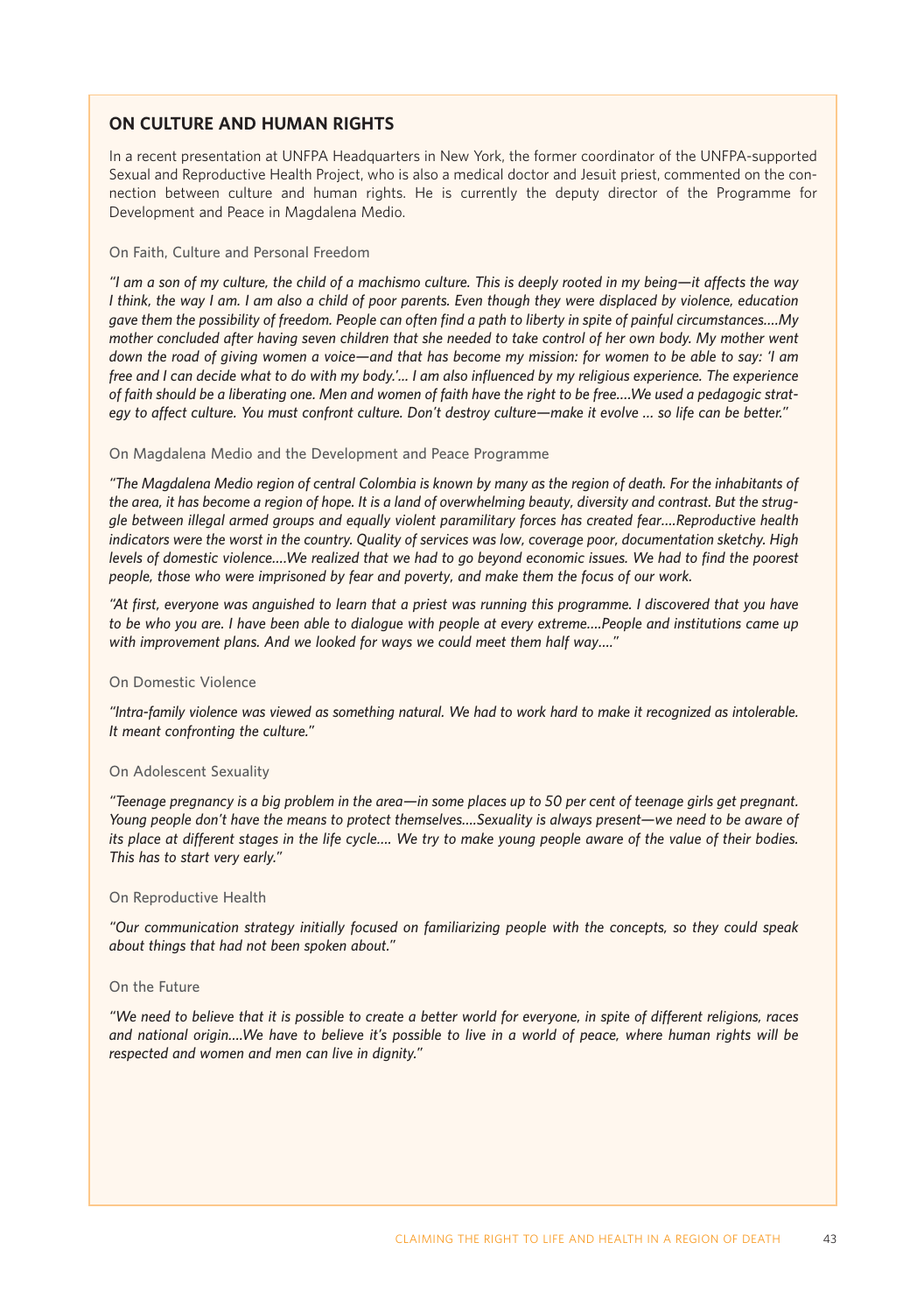## ON CULTURE AND HUMAN RIGHTS

In a recent presentation at UNFPA Headquarters in New York, the former coordinator of the UNFPA-supported Sexual and Reproductive Health Project, who is also a medical doctor and Jesuit priest, commented on the connection between culture and human rights. He is currently the deputy director of the Programme for Development and Peace in Magdalena Medio.

### On Faith, Culture and Personal Freedom

*"I am a son of my culture, the child of a machismo culture. This is deeply rooted in my being—it affects the way I think, the way I am. I am also a child of poor parents. Even though they were displaced by violence, education gave them the possibility of freedom. People can often find a path to liberty in spite of painful circumstances....My mother concluded after having seven children that she needed to take control of her own body. My mother went down the road of giving women a voice—and that has become my mission: for women to be able to say: 'I am free and I can decide what to do with my body.'... I am also influenced by my religious experience. The experience of faith should be a liberating one. Men and women of faith have the right to be free....We used a pedagogic strategy to affect culture. You must confront culture. Don't destroy culture—make it evolve ... so life can be better."*

### On Magdalena Medio and the Development and Peace Programme

*"The Magdalena Medio region of central Colombia is known by many as the region of death. For the inhabitants of the area, it has become a region of hope. It is a land of overwhelming beauty, diversity and contrast. But the struggle between illegal armed groups and equally violent paramilitary forces has created fear....Reproductive health indicators were the worst in the country. Quality of services was low, coverage poor, documentation sketchy. High levels of domestic violence....We realized that we had to go beyond economic issues. We had to find the poorest people, those who were imprisoned by fear and poverty, and make them the focus of our work.*

*"At first, everyone was anguished to learn that a priest was running this programme. I discovered that you have to be who you are. I have been able to dialogue with people at every extreme....People and institutions came up with improvement plans. And we looked for ways we could meet them half way...."*

### On Domestic Violence

*"Intra-family violence was viewed as something natural. We had to work hard to make it recognized as intolerable. It meant confronting the culture."*

### On Adolescent Sexuality

*"Teenage pregnancy is a big problem in the area—in some places up to 50 per cent of teenage girls get pregnant. Young people don't have the means to protect themselves....Sexuality is always present—we need to be aware of its place at different stages in the life cycle.... We try to make young people aware of the value of their bodies. This has to start very early."*

### On Reproductive Health

*"Our communication strategy initially focused on familiarizing people with the concepts, so they could speak about things that had not been spoken about."*

### On the Future

*"We need to believe that it is possible to create a better world for everyone, in spite of different religions, races and national origin....We have to believe it's possible to live in a world of peace, where human rights will be respected and women and men can live in dignity."*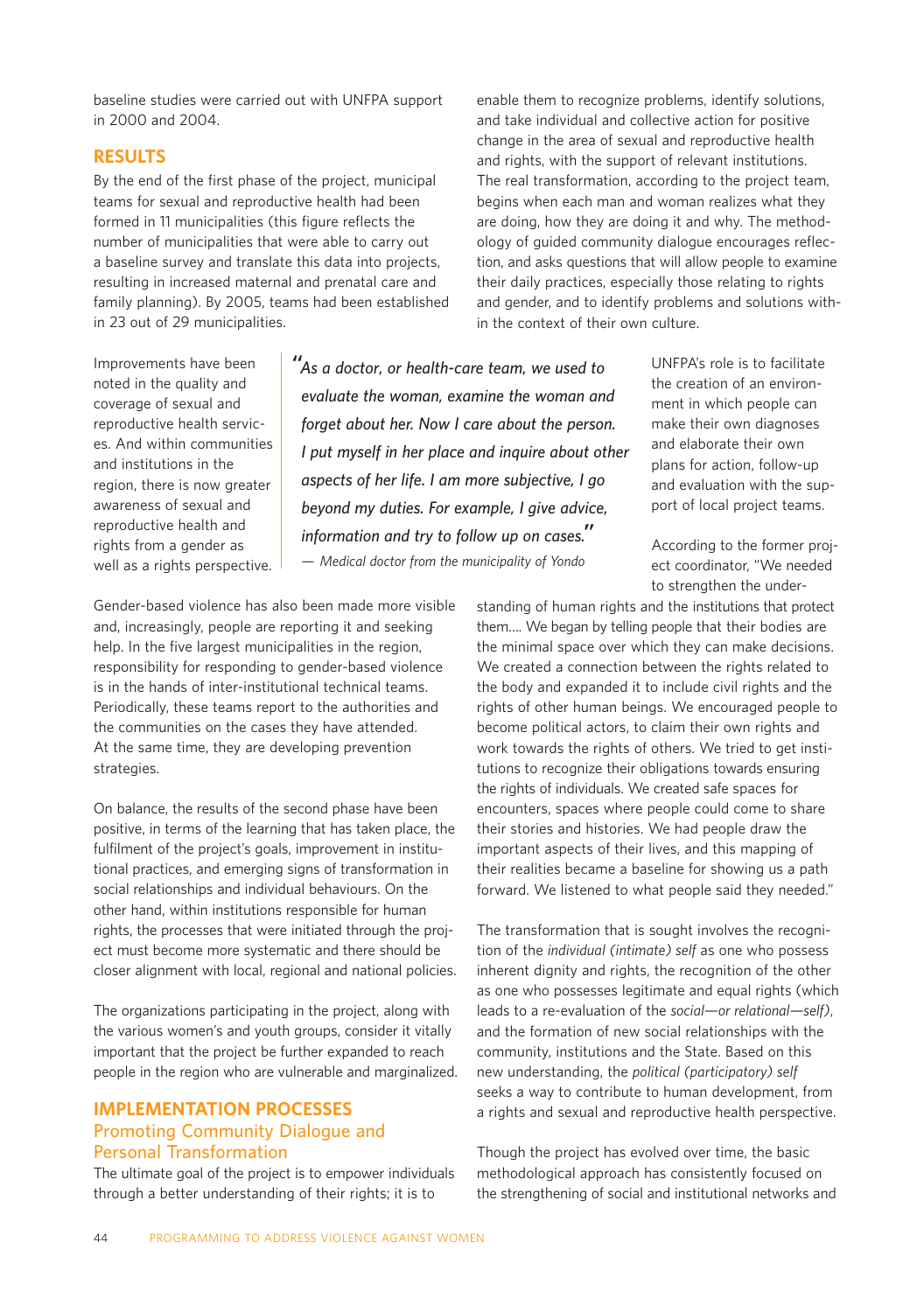baseline studies were carried out with UNFPA support in 2000 and 2004.

## RESULTS

By the end of the first phase of the project, municipal teams for sexual and reproductive health had been formed in 11 municipalities (this figure reflects the number of municipalities that were able to carry out a baseline survey and translate this data into projects, resulting in increased maternal and prenatal care and family planning). By 2005, teams had been established in 23 out of 29 municipalities.

Improvements have been noted in the quality and coverage of sexual and reproductive health services. And within communities and institutions in the region, there is now greater awareness of sexual and reproductive health and rights from a gender as well as a rights perspective.

> *"As a doctor, or health-care team, we used to evaluate the woman, examine the woman and forget about her. Now I care about the person. I put myself in her place and inquire about other aspects of her life. I am more subjective, I go beyond my duties. For example, I give advice, information and try to follow up on cases."*
>
> *— Medical doctor from the municipality of Yondo*

Gender-based violence has also been made more visible and, increasingly, people are reporting it and seeking help. In the five largest municipalities in the region, responsibility for responding to gender-based violence is in the hands of inter-institutional technical teams. Periodically, these teams report to the authorities and the communities on the cases they have attended. At the same time, they are developing prevention strategies.

On balance, the results of the second phase have been positive, in terms of the learning that has taken place, the fulfilment of the project's goals, improvement in institutional practices, and emerging signs of transformation in social relationships and individual behaviours. On the other hand, within institutions responsible for human rights, the processes that were initiated through the project must become more systematic and there should be closer alignment with local, regional and national policies.

The organizations participating in the project, along with the various women's and youth groups, consider it vitally important that the project be further expanded to reach people in the region who are vulnerable and marginalized.

## IMPLEMENTATION PROCESSES

### Promoting Community Dialogue and Personal Transformation

The ultimate goal of the project is to empower individuals through a better understanding of their rights; it is to enable them to recognize problems, identify solutions, and take individual and collective action for positive change in the area of sexual and reproductive health and rights, with the support of relevant institutions. The real transformation, according to the project team, begins when each man and woman realizes what they are doing, how they are doing it and why. The methodology of guided community dialogue encourages reflection, and asks questions that will allow people to examine their daily practices, especially those relating to rights and gender, and to identify problems and solutions within the context of their own culture.

UNFPA's role is to facilitate the creation of an environment in which people can make their own diagnoses and elaborate their own plans for action, follow-up and evaluation with the support of local project teams.

According to the former project coordinator, "We needed to strengthen the understanding of human rights and the institutions that protect them.... We began by telling people that their bodies are the minimal space over which they can make decisions. We created a connection between the rights related to the body and expanded it to include civil rights and the rights of other human beings. We encouraged people to become political actors, to claim their own rights and work towards the rights of others. We tried to get institutions to recognize their obligations towards ensuring the rights of individuals. We created safe spaces for encounters, spaces where people could come to share their stories and histories. We had people draw the important aspects of their lives, and this mapping of their realities became a baseline for showing us a path forward. We listened to what people said they needed."

The transformation that is sought involves the recognition of the *individual (intimate) self* as one who possess inherent dignity and rights, the recognition of the other as one who possesses legitimate and equal rights (which leads to a re-evaluation of the *social—or relational—self)*, and the formation of new social relationships with the community, institutions and the State. Based on this new understanding, the *political (participatory) self* seeks a way to contribute to human development, from a rights and sexual and reproductive health perspective.

Though the project has evolved over time, the basic methodological approach has consistently focused on the strengthening of social and institutional networks and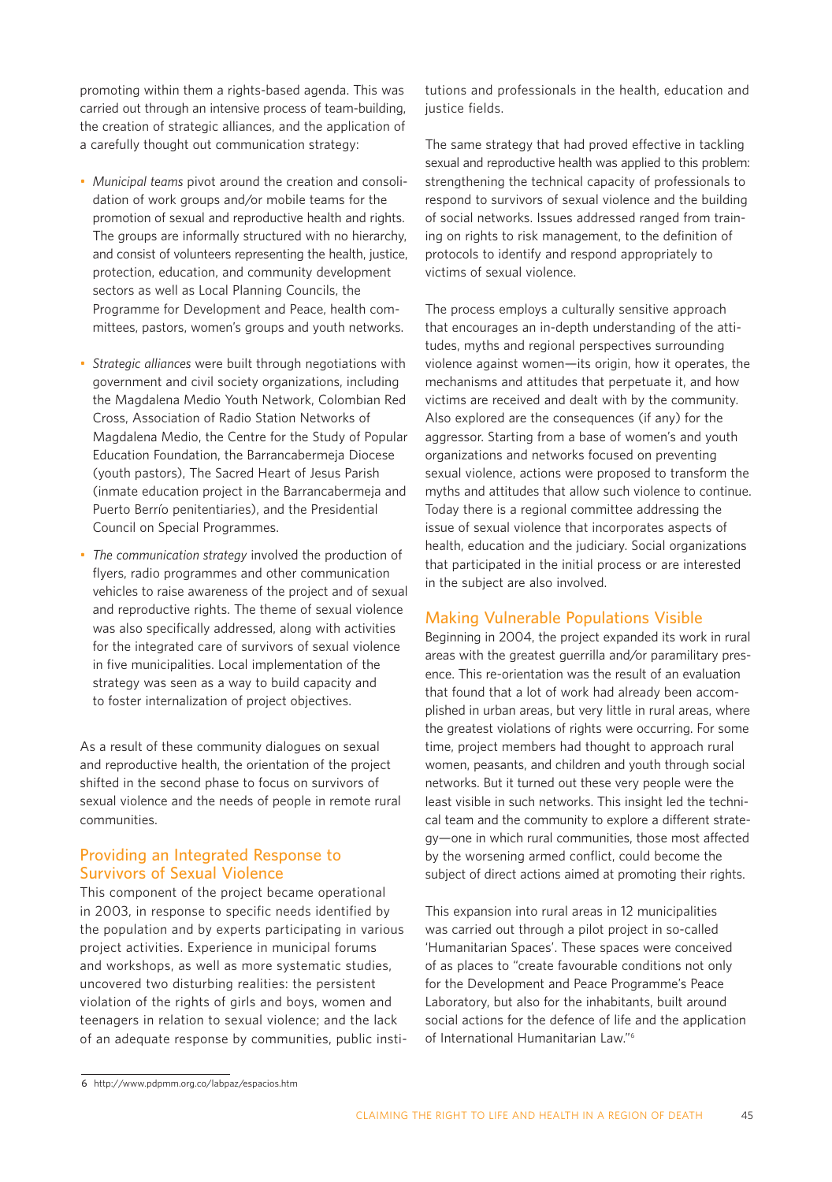promoting within them a rights-based agenda. This was carried out through an intensive process of team-building, the creation of strategic alliances, and the application of a carefully thought out communication strategy:

- *Municipal teams* pivot around the creation and consolidation of work groups and/or mobile teams for the promotion of sexual and reproductive health and rights. The groups are informally structured with no hierarchy, and consist of volunteers representing the health, justice, protection, education, and community development sectors as well as Local Planning Councils, the Programme for Development and Peace, health committees, pastors, women's groups and youth networks.
- *Strategic alliances* were built through negotiations with government and civil society organizations, including the Magdalena Medio Youth Network, Colombian Red Cross, Association of Radio Station Networks of Magdalena Medio, the Centre for the Study of Popular Education Foundation, the Barrancabermeja Diocese (youth pastors), The Sacred Heart of Jesus Parish (inmate education project in the Barrancabermeja and Puerto Berrío penitentiaries), and the Presidential Council on Special Programmes.
- *The communication strategy* involved the production of flyers, radio programmes and other communication vehicles to raise awareness of the project and of sexual and reproductive rights. The theme of sexual violence was also specifically addressed, along with activities for the integrated care of survivors of sexual violence in five municipalities. Local implementation of the strategy was seen as a way to build capacity and to foster internalization of project objectives.

As a result of these community dialogues on sexual and reproductive health, the orientation of the project shifted in the second phase to focus on survivors of sexual violence and the needs of people in remote rural communities.

## Providing an Integrated Response to Survivors of Sexual Violence

This component of the project became operational in 2003, in response to specific needs identified by the population and by experts participating in various project activities. Experience in municipal forums and workshops, as well as more systematic studies, uncovered two disturbing realities: the persistent violation of the rights of girls and boys, women and teenagers in relation to sexual violence; and the lack of an adequate response by communities, public institutions and professionals in the health, education and justice fields.

The same strategy that had proved effective in tackling sexual and reproductive health was applied to this problem: strengthening the technical capacity of professionals to respond to survivors of sexual violence and the building of social networks. Issues addressed ranged from training on rights to risk management, to the definition of protocols to identify and respond appropriately to victims of sexual violence.

The process employs a culturally sensitive approach that encourages an in-depth understanding of the attitudes, myths and regional perspectives surrounding violence against women—its origin, how it operates, the mechanisms and attitudes that perpetuate it, and how victims are received and dealt with by the community. Also explored are the consequences (if any) for the aggressor. Starting from a base of women's and youth organizations and networks focused on preventing sexual violence, actions were proposed to transform the myths and attitudes that allow such violence to continue. Today there is a regional committee addressing the issue of sexual violence that incorporates aspects of health, education and the judiciary. Social organizations that participated in the initial process or are interested in the subject are also involved.

## Making Vulnerable Populations Visible

Beginning in 2004, the project expanded its work in rural areas with the greatest guerrilla and/or paramilitary presence. This re-orientation was the result of an evaluation that found that a lot of work had already been accomplished in urban areas, but very little in rural areas, where the greatest violations of rights were occurring. For some time, project members had thought to approach rural women, peasants, and children and youth through social networks. But it turned out these very people were the least visible in such networks. This insight led the technical team and the community to explore a different strategy—one in which rural communities, those most affected by the worsening armed conflict, could become the subject of direct actions aimed at promoting their rights.

This expansion into rural areas in 12 municipalities was carried out through a pilot project in so-called 'Humanitarian Spaces'. These spaces were conceived of as places to "create favourable conditions not only for the Development and Peace Programme's Peace Laboratory, but also for the inhabitants, built around social actions for the defence of life and the application of International Humanitarian Law."[6]

6 http://www.pdpmm.org.co/labpaz/espacios.htm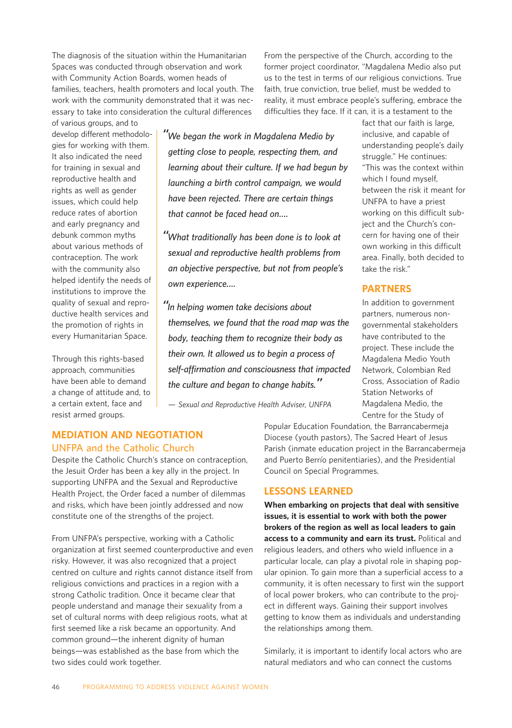The diagnosis of the situation within the Humanitarian Spaces was conducted through observation and work with Community Action Boards, women heads of families, teachers, health promoters and local youth. The work with the community demonstrated that it was necessary to take into consideration the cultural differences of various groups, and to develop different methodologies for working with them. It also indicated the need for training in sexual and reproductive health and rights as well as gender issues, which could help reduce rates of abortion and early pregnancy and debunk common myths about various methods of contraception. The work with the community also helped identify the needs of institutions to improve the quality of sexual and reproductive health services and the promotion of rights in every Humanitarian Space.

Through this rights-based approach, communities have been able to demand a change of attitude and, to a certain extent, face and resist armed groups.

> *"We began the work in Magdalena Medio by getting close to people, respecting them, and learning about their culture. If we had begun by launching a birth control campaign, we would have been rejected. There are certain things that cannot be faced head on....*
>
> *"What traditionally has been done is to look at sexual and reproductive health problems from an objective perspective, but not from people's own experience....*
>
> *"In helping women take decisions about themselves, we found that the road map was the body, teaching them to recognize their body as their own. It allowed us to begin a process of self-affirmation and consciousness that impacted the culture and began to change habits."*
>
> *— Sexual and Reproductive Health Adviser, UNFPA*

## MEDIATION AND NEGOTIATION

### UNFPA and the Catholic Church

Despite the Catholic Church's stance on contraception, the Jesuit Order has been a key ally in the project. In supporting UNFPA and the Sexual and Reproductive Health Project, the Order faced a number of dilemmas and risks, which have been jointly addressed and now constitute one of the strengths of the project.

From UNFPA's perspective, working with a Catholic organization at first seemed counterproductive and even risky. However, it was also recognized that a project centred on culture and rights cannot distance itself from religious convictions and practices in a region with a strong Catholic tradition. Once it became clear that people understand and manage their sexuality from a set of cultural norms with deep religious roots, what at first seemed like a risk became an opportunity. And common ground—the inherent dignity of human beings—was established as the base from which the two sides could work together.

From the perspective of the Church, according to the former project coordinator, "Magdalena Medio also put us to the test in terms of our religious convictions. True faith, true conviction, true belief, must be wedded to reality, it must embrace people's suffering, embrace the difficulties they face. If it can, it is a testament to the fact that our faith is large, inclusive, and capable of understanding people's daily struggle." He continues: "This was the context within which I found myself, between the risk it meant for UNFPA to have a priest working on this difficult subject and the Church's concern for having one of their own working in this difficult area. Finally, both decided to take the risk."

## PARTNERS

In addition to government partners, numerous non-governmental stakeholders have contributed to the project. These include the Magdalena Medio Youth Network, Colombian Red Cross, Association of Radio Station Networks of Magdalena Medio, the Centre for the Study of Popular Education Foundation, the Barrancabermeja Diocese (youth pastors), The Sacred Heart of Jesus Parish (inmate education project in the Barrancabermeja and Puerto Berrío penitentiaries), and the Presidential Council on Special Programmes.

## LESSONS LEARNED

**When embarking on projects that deal with sensitive issues, it is essential to work with both the power brokers of the region as well as local leaders to gain access to a community and earn its trust.** Political and religious leaders, and others who wield influence in a particular locale, can play a pivotal role in shaping popular opinion. To gain more than a superficial access to a community, it is often necessary to first win the support of local power brokers, who can contribute to the project in different ways. Gaining their support involves getting to know them as individuals and understanding the relationships among them.

Similarly, it is important to identify local actors who are natural mediators and who can connect the customs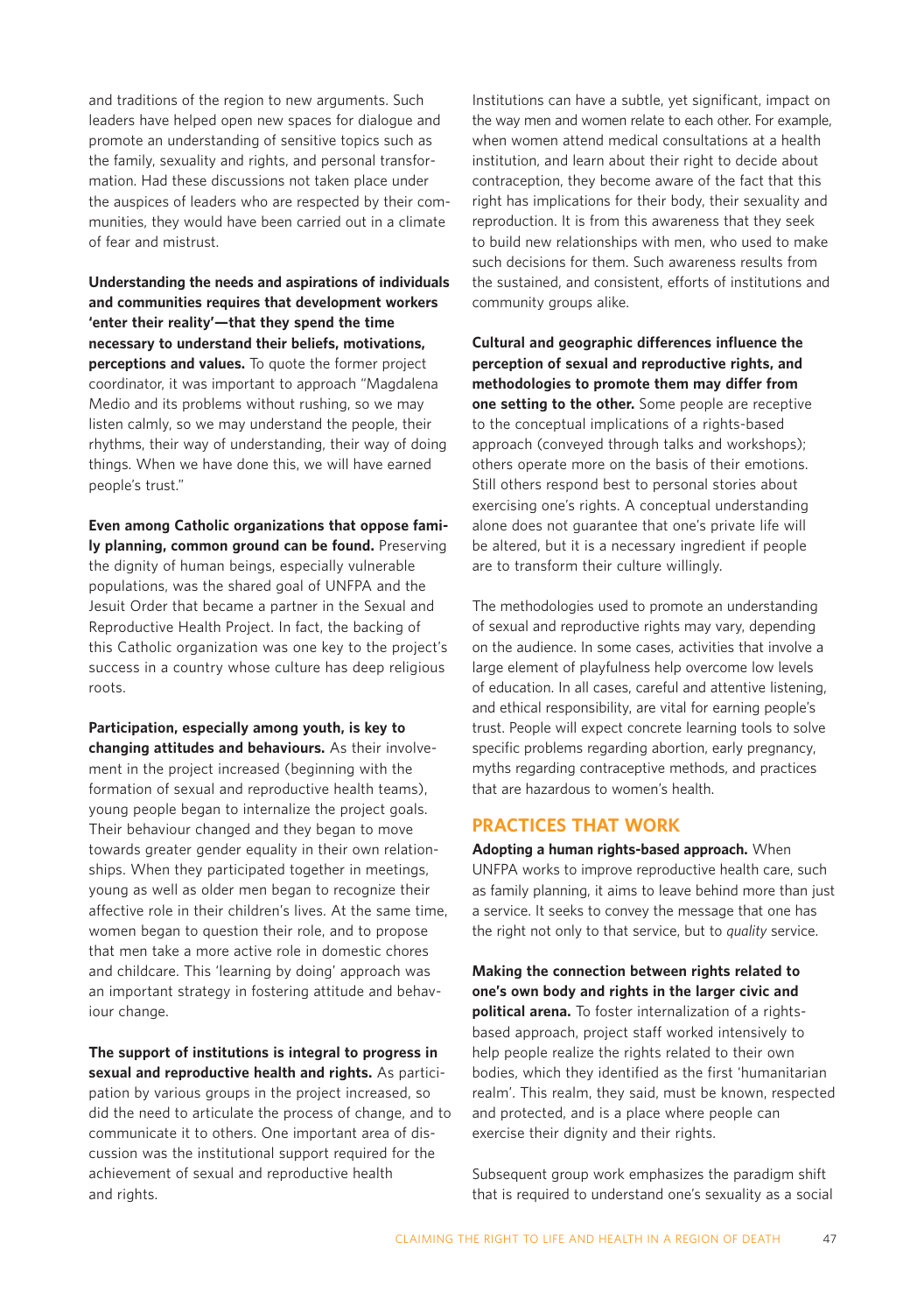and traditions of the region to new arguments. Such leaders have helped open new spaces for dialogue and promote an understanding of sensitive topics such as the family, sexuality and rights, and personal transformation. Had these discussions not taken place under the auspices of leaders who are respected by their communities, they would have been carried out in a climate of fear and mistrust.

**Understanding the needs and aspirations of individuals and communities requires that development workers 'enter their reality'—that they spend the time necessary to understand their beliefs, motivations, perceptions and values.** To quote the former project coordinator, it was important to approach "Magdalena Medio and its problems without rushing, so we may listen calmly, so we may understand the people, their rhythms, their way of understanding, their way of doing things. When we have done this, we will have earned people's trust."

**Even among Catholic organizations that oppose family planning, common ground can be found.** Preserving the dignity of human beings, especially vulnerable populations, was the shared goal of UNFPA and the Jesuit Order that became a partner in the Sexual and Reproductive Health Project. In fact, the backing of this Catholic organization was one key to the project's success in a country whose culture has deep religious roots.

**Participation, especially among youth, is key to changing attitudes and behaviours.** As their involvement in the project increased (beginning with the formation of sexual and reproductive health teams), young people began to internalize the project goals. Their behaviour changed and they began to move towards greater gender equality in their own relationships. When they participated together in meetings, young as well as older men began to recognize their affective role in their children's lives. At the same time, women began to question their role, and to propose that men take a more active role in domestic chores and childcare. This 'learning by doing' approach was an important strategy in fostering attitude and behaviour change.

**The support of institutions is integral to progress in sexual and reproductive health and rights.** As participation by various groups in the project increased, so did the need to articulate the process of change, and to communicate it to others. One important area of discussion was the institutional support required for the achievement of sexual and reproductive health and rights.

Institutions can have a subtle, yet significant, impact on the way men and women relate to each other. For example, when women attend medical consultations at a health institution, and learn about their right to decide about contraception, they become aware of the fact that this right has implications for their body, their sexuality and reproduction. It is from this awareness that they seek to build new relationships with men, who used to make such decisions for them. Such awareness results from the sustained, and consistent, efforts of institutions and community groups alike.

**Cultural and geographic differences influence the perception of sexual and reproductive rights, and methodologies to promote them may differ from one setting to the other.** Some people are receptive to the conceptual implications of a rights-based approach (conveyed through talks and workshops); others operate more on the basis of their emotions. Still others respond best to personal stories about exercising one's rights. A conceptual understanding alone does not guarantee that one's private life will be altered, but it is a necessary ingredient if people are to transform their culture willingly.

The methodologies used to promote an understanding of sexual and reproductive rights may vary, depending on the audience. In some cases, activities that involve a large element of playfulness help overcome low levels of education. In all cases, careful and attentive listening, and ethical responsibility, are vital for earning people's trust. People will expect concrete learning tools to solve specific problems regarding abortion, early pregnancy, myths regarding contraceptive methods, and practices that are hazardous to women's health.

## PRACTICES THAT WORK

**Adopting a human rights-based approach.** When UNFPA works to improve reproductive health care, such as family planning, it aims to leave behind more than just a service. It seeks to convey the message that one has the right not only to that service, but to *quality* service.

**Making the connection between rights related to one's own body and rights in the larger civic and political arena.** To foster internalization of a rights-based approach, project staff worked intensively to help people realize the rights related to their own bodies, which they identified as the first 'humanitarian realm'. This realm, they said, must be known, respected and protected, and is a place where people can exercise their dignity and their rights.

Subsequent group work emphasizes the paradigm shift that is required to understand one's sexuality as a social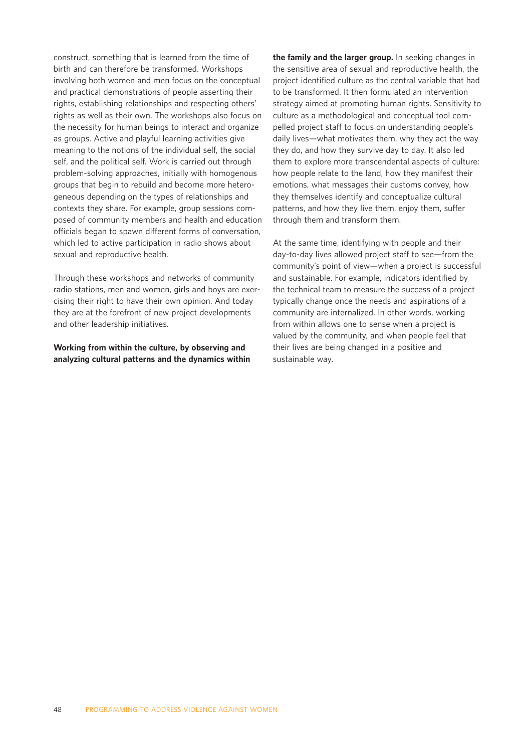construct, something that is learned from the time of birth and can therefore be transformed. Workshops involving both women and men focus on the conceptual and practical demonstrations of people asserting their rights, establishing relationships and respecting others' rights as well as their own. The workshops also focus on the necessity for human beings to interact and organize as groups. Active and playful learning activities give meaning to the notions of the individual self, the social self, and the political self. Work is carried out through problem-solving approaches, initially with homogenous groups that begin to rebuild and become more heterogeneous depending on the types of relationships and contexts they share. For example, group sessions composed of community members and health and education officials began to spawn different forms of conversation, which led to active participation in radio shows about sexual and reproductive health.

Through these workshops and networks of community radio stations, men and women, girls and boys are exercising their right to have their own opinion. And today they are at the forefront of new project developments and other leadership initiatives.

**Working from within the culture, by observing and analyzing cultural patterns and the dynamics within the family and the larger group.** In seeking changes in the sensitive area of sexual and reproductive health, the project identified culture as the central variable that had to be transformed. It then formulated an intervention strategy aimed at promoting human rights. Sensitivity to culture as a methodological and conceptual tool compelled project staff to focus on understanding people's daily lives—what motivates them, why they act the way they do, and how they survive day to day. It also led them to explore more transcendental aspects of culture: how people relate to the land, how they manifest their emotions, what messages their customs convey, how they themselves identify and conceptualize cultural patterns, and how they live them, enjoy them, suffer through them and transform them.

At the same time, identifying with people and their day-to-day lives allowed project staff to see—from the community's point of view—when a project is successful and sustainable. For example, indicators identified by the technical team to measure the success of a project typically change once the needs and aspirations of a community are internalized. In other words, working from within allows one to sense when a project is valued by the community, and when people feel that their lives are being changed in a positive and sustainable way.